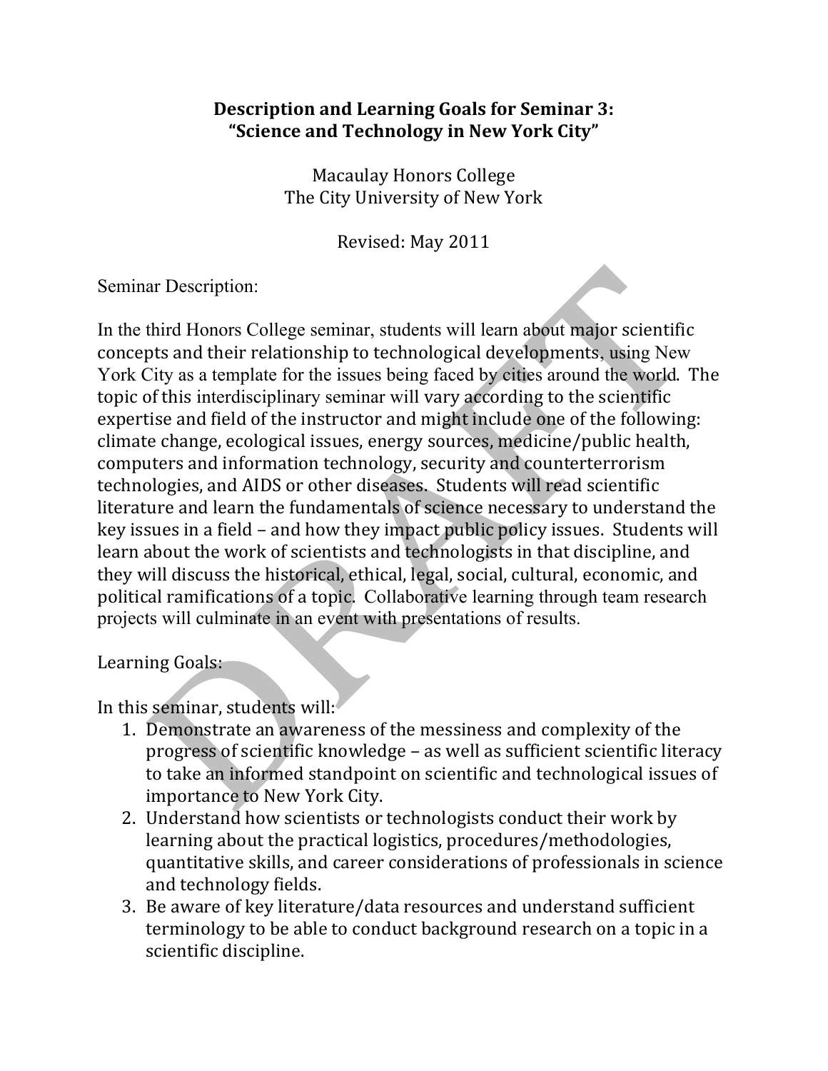# Description and Learning Goals for Seminar 3: "Science and Technology in New York City"

Macaulay Honors College
The City University of New York

Revised: May 2011

Seminar Description:

In the third Honors College seminar, students will learn about major scientific concepts and their relationship to technological developments, using New York City as a template for the issues being faced by cities around the world. The topic of this interdisciplinary seminar will vary according to the scientific expertise and field of the instructor and might include one of the following: climate change, ecological issues, energy sources, medicine/public health, computers and information technology, security and counterterrorism technologies, and AIDS or other diseases. Students will read scientific literature and learn the fundamentals of science necessary to understand the key issues in a field – and how they impact public policy issues. Students will learn about the work of scientists and technologists in that discipline, and they will discuss the historical, ethical, legal, social, cultural, economic, and political ramifications of a topic. Collaborative learning through team research projects will culminate in an event with presentations of results.

Learning Goals:

In this seminar, students will:

1. Demonstrate an awareness of the messiness and complexity of the progress of scientific knowledge – as well as sufficient scientific literacy to take an informed standpoint on scientific and technological issues of importance to New York City.
2. Understand how scientists or technologists conduct their work by learning about the practical logistics, procedures/methodologies, quantitative skills, and career considerations of professionals in science and technology fields.
3. Be aware of key literature/data resources and understand sufficient terminology to be able to conduct background research on a topic in a scientific discipline.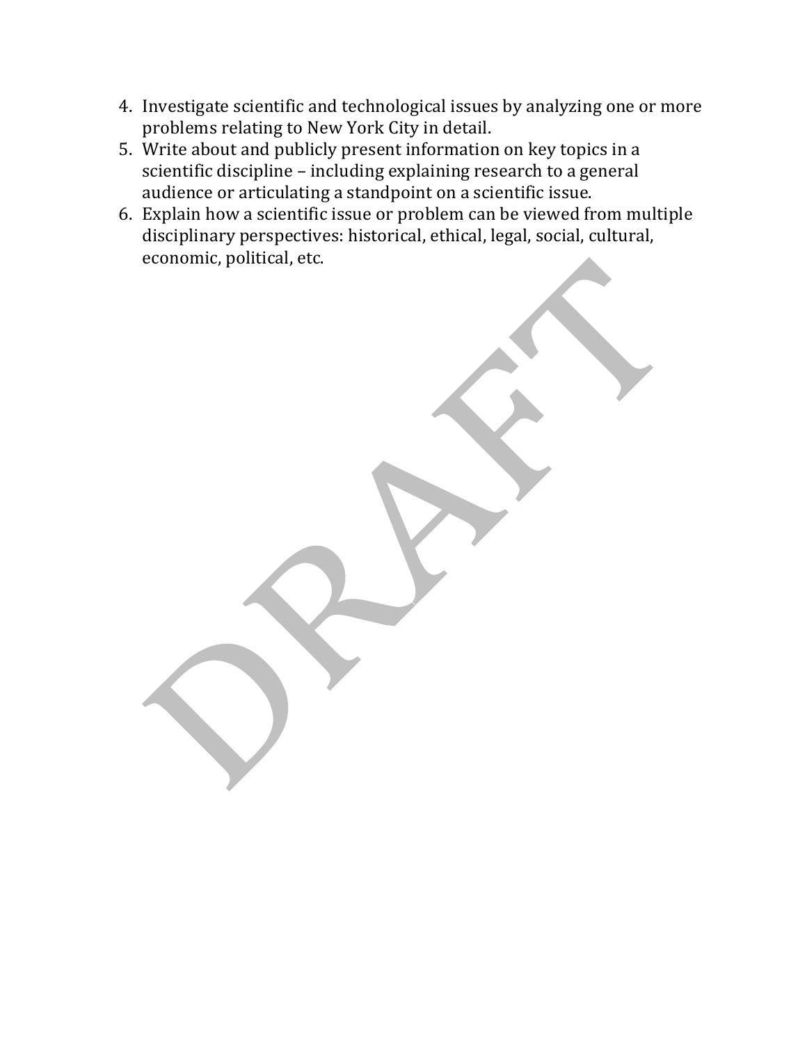4. Investigate scientific and technological issues by analyzing one or more problems relating to New York City in detail.
5. Write about and publicly present information on key topics in a scientific discipline – including explaining research to a general audience or articulating a standpoint on a scientific issue.
6. Explain how a scientific issue or problem can be viewed from multiple disciplinary perspectives: historical, ethical, legal, social, cultural, economic, political, etc.